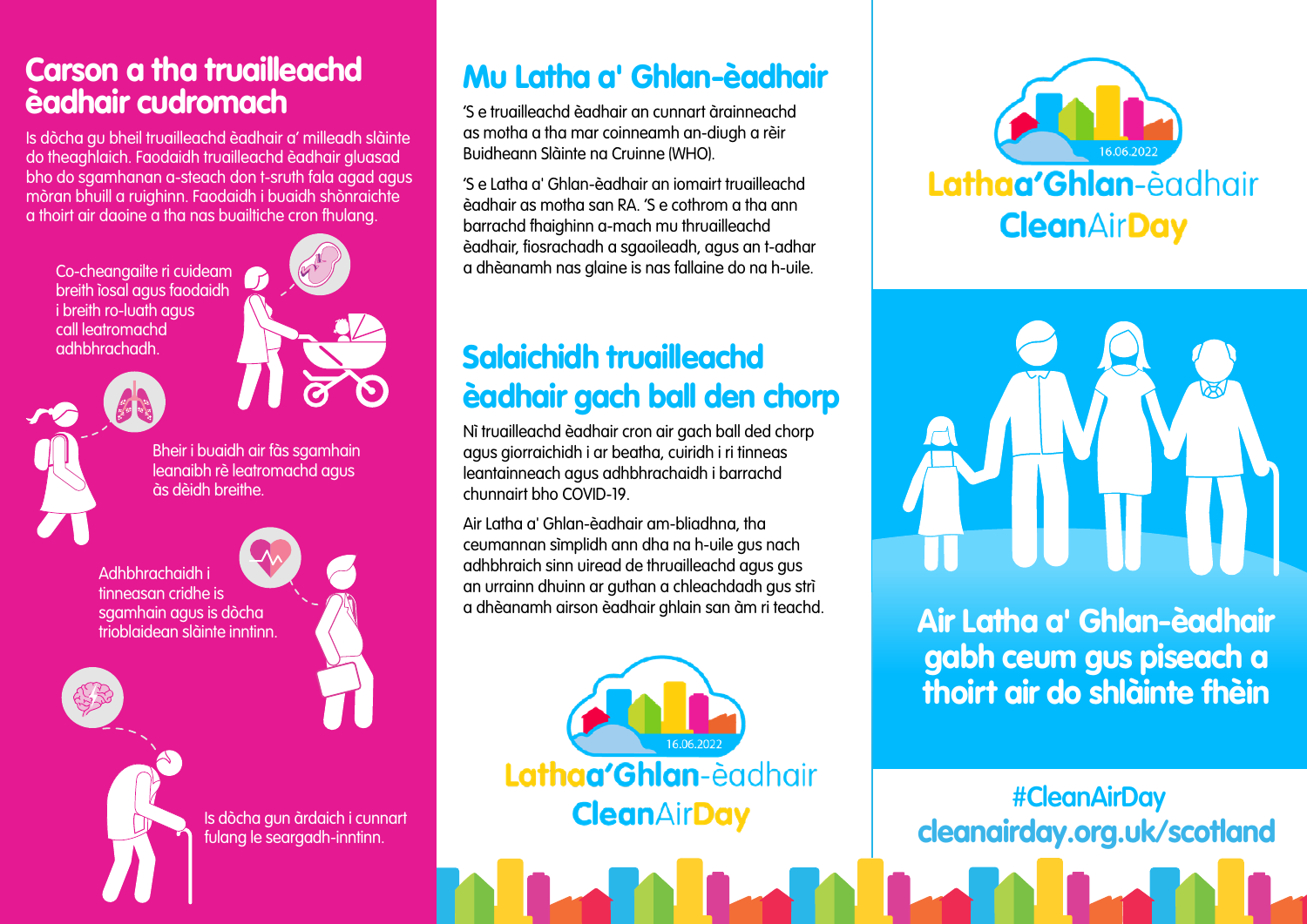## Carson a tha truailleachd èadhair cudromach

Is dòcha gu bheil truailleachd èadhair a' milleadh slàinte do theaghlaich. Faodaidh truailleachd èadhair gluasad bho do sgamhanan a-steach don t-sruth fala agad agus mòran bhuill a ruighinn. Faodaidh i buaidh shònraichte a thoirt air daoine a tha nas buailtiche cron fhulang.

Co-cheangailte ri cuideam breith ìosal agus faodaidh i breith ro-luath agus call leatromachd adhbhrachadh.

Bheir i buaidh air fàs sgamhain leanaibh rè leatromachd agus às dèidh breithe.

Adhbhrachaidh i tinneasan cridhe is sgamhain agus is dòcha trioblaidean slàinte inntinn.

Is dòcha gun àrdaich i cunnart fulang le seargadh-inntinn.

## Mu Latha a' Ghlan-èadhair

'S e truailleachd èadhair an cunnart àrainneachd as motha a tha mar coinneamh an-diugh a rèir Buidheann Slàinte na Cruinne (WHO).

'S e Latha a' Ghlan-èadhair an iomairt truailleachd èadhair as motha san RA. 'S e cothrom a tha ann barrachd fhaighinn a-mach mu thruailleachd èadhair, fiosrachadh a sgaoileadh, agus an t-adhar a dhèanamh nas glaine is nas fallaine do na h-uile.

## Salaichidh truailleachd èadhair gach ball den chorp

Nì truailleachd èadhair cron air gach ball ded chorp agus giorraichidh i ar beatha, cuiridh i ri tinneas leantainneach agus adhbhrachaidh i barrachd chunnairt bho COVID-19.

Air Latha a' Ghlan-èadhair am-bliadhna, tha ceumannan sìmplidh ann dha na h-uile gus nach adhbhraich sinn uiread de thruailleachd agus gus an urrainn dhuinn ar guthan a chleachdadh gus strì a dhèanamh airson èadhair ghlain san àm ri teachd.

16.06.2022
Latha a'Ghlan-èadhair
CleanAirDay

16.06.2022
Latha a'Ghlan-èadhair
CleanAirDay

## Air Latha a' Ghlan-èadhair gabh ceum gus piseach a thoirt air do shlàinte fhèin

#CleanAirDay
cleanairday.org.uk/scotland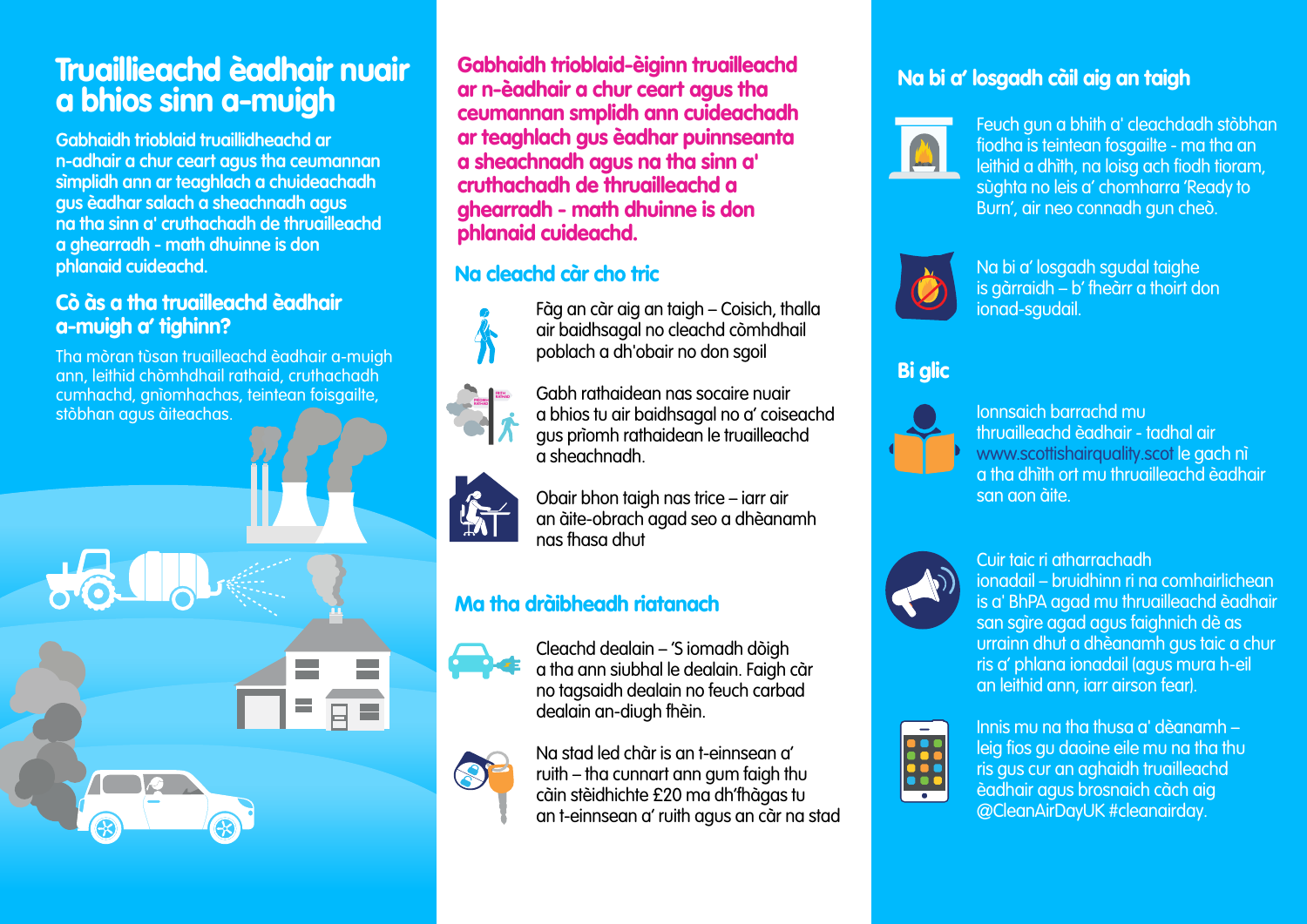# Truaillieachd èadhair nuair a bhios sinn a-muigh

**Gabhaidh trioblaid truaillidheachd ar n-adhair a chur ceart agus tha ceumannan sìmplidh ann ar teaghlach a chuideachadh gus èadhar salach a sheachnadh agus na tha sinn a' cruthachadh de thruailleachd a ghearradh - math dhuinne is don phlanaid cuideachd.**

## Cò às a tha truailleachd èadhair a-muigh a' tighinn?

Tha mòran tùsan truailleachd èadhair a-muigh ann, leithid chòmhdhail rathaid, cruthachadh cumhachd, gnìomhachas, teintean foisgailte, stòbhan agus àiteachas.

**Gabhaidh trioblaid-èiginn truailleachd ar n-èadhair a chur ceart agus tha ceumannan smplidh ann cuideachadh ar teaghlach gus èadhar puinnseanta a sheachnadh agus na tha sinn a' cruthachadh de thruailleachd a ghearradh - math dhuinne is don phlanaid cuideachd.**

## Na cleachd càr cho tric

Fàg an càr aig an taigh – Coisich, thalla air baidhsagal no cleachd còmhdhail poblach a dh'obair no don sgoil

Gabh rathaidean nas socaire nuair a bhios tu air baidhsagal no a' coiseachd gus prìomh rathaidean le truailleachd a sheachnadh.

Obair bhon taigh nas trice – iarr air an àite-obrach agad seo a dhèanamh nas fhasa dhut

## Ma tha dràibheadh riatanach

Cleachd dealain – 'S iomadh dòigh a tha ann siubhal le dealain. Faigh càr no tagsaidh dealain no feuch carbad dealain an-diugh fhèin.

Na stad led chàr is an t-einnsean a' ruith – tha cunnart ann gum faigh thu càin stèidhichte £20 ma dh'fhàgas tu an t-einnsean a' ruith agus an càr na stad

## Na bi a' losgadh càil aig an taigh

Feuch gun a bhith a' cleachdadh stòbhan fiodha is teintean fosgailte - ma tha an leithid a dhìth, na loisg ach fiodh tioram, sùghta no leis a' chomharra 'Ready to Burn', air neo connadh gun cheò.

Na bi a' losgadh sgudal taighe is gàrraidh – b' fheàrr a thoirt don ionad-sgudail.

## Bi glic

Ionnsaich barrachd mu thruailleachd èadhair - tadhal air www.scottishairquality.scot le gach nì a tha dhìth ort mu thruailleachd èadhair san aon àite.

Cuir taic ri atharrachadh ionadail – bruidhinn ri na comhairlichean is a' BhPA agad mu thruailleachd èadhair san sgìre agad agus faighnich dè as urrainn dhut a dhèanamh gus taic a chur ris a' phlana ionadail (agus mura h-eil an leithid ann, iarr airson fear).

Innis mu na tha thusa a' dèanamh – leig fios gu daoine eile mu na tha thu ris gus cur an aghaidh truailleachd èadhair agus brosnaich càch aig @CleanAirDayUK #cleanairday.